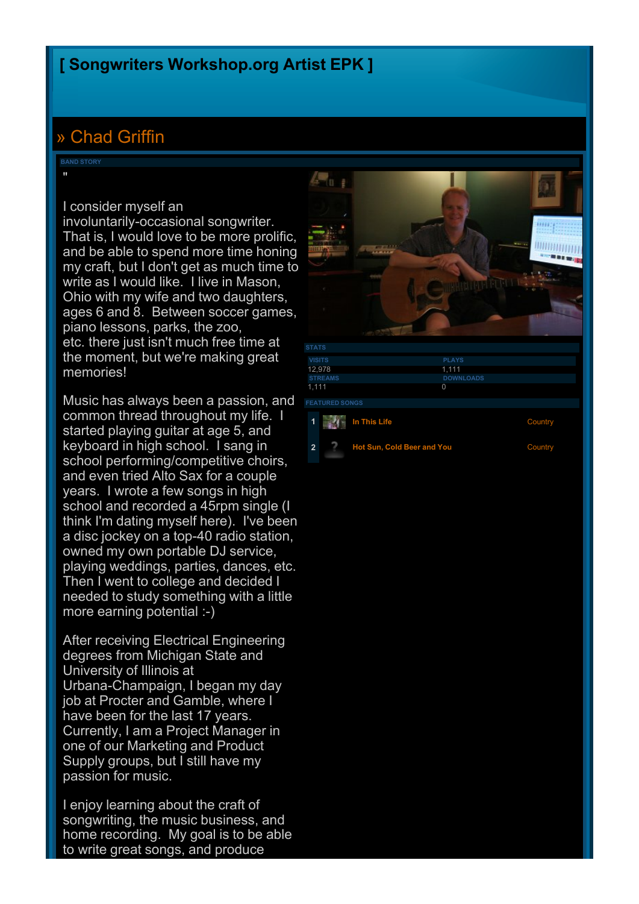# [ Songwriters Workshop.org Artist EPK ]

## » Chad Griffin

BAND STORY

"

I consider myself an involuntarily-occasional songwriter. That is, I would love to be more prolific, and be able to spend more time honing my craft, but I don't get as much time to write as I would like.  I live in Mason, Ohio with my wife and two daughters, ages 6 and 8.  Between soccer games, piano lessons, parks, the zoo, etc. there just isn't much free time at the moment, but we're making great memories!

Music has always been a passion, and common thread throughout my life.  I started playing guitar at age 5, and keyboard in high school.  I sang in school performing/competitive choirs, and even tried Alto Sax for a couple years.  I wrote a few songs in high school and recorded a 45rpm single (I think I'm dating myself here).  I've been a disc jockey on a top-40 radio station, owned my own portable DJ service, playing weddings, parties, dances, etc.  Then I went to college and decided I needed to study something with a little more earning potential :-)

After receiving Electrical Engineering degrees from Michigan State and University of Illinois at Urbana-Champaign, I began my day job at Procter and Gamble, where I have been for the last 17 years.  Currently, I am a Project Manager in one of our Marketing and Product Supply groups, but I still have my passion for music.

I enjoy learning about the craft of songwriting, the music business, and home recording.  My goal is to be able to write great songs, and produce

STATS

| VISITS | PLAYS |
|---|---|
| 12,978 | 1,111 |
| **STREAMS** | **DOWNLOADS** |
| 1,111 | 0 |

FEATURED SONGS

| # | Title | Genre |
|---|---|---|
| 1 | In This Life | Country |
| 2 | Hot Sun, Cold Beer and You | Country |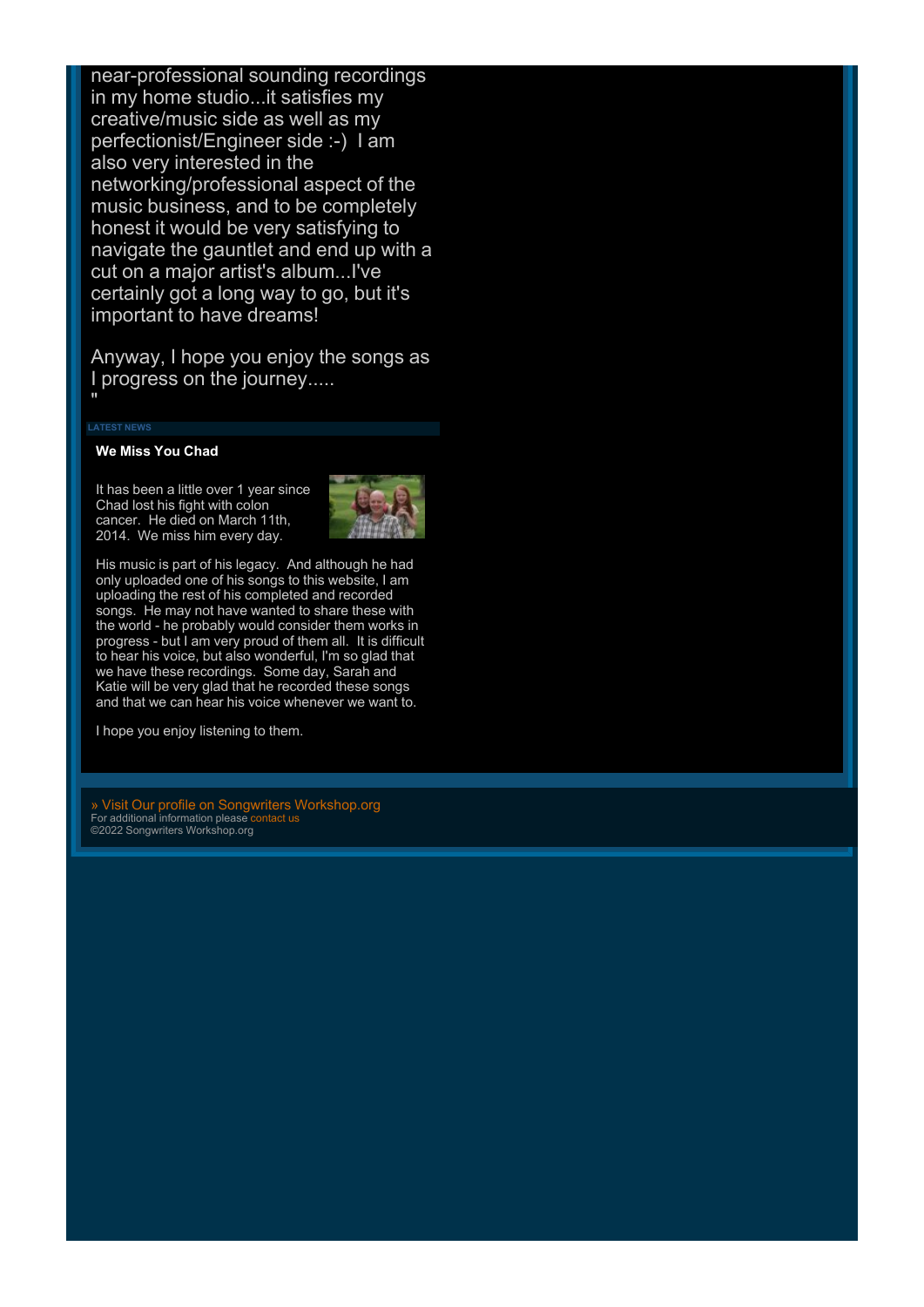near-professional sounding recordings in my home studio...it satisfies my creative/music side as well as my perfectionist/Engineer side :-) I am also very interested in the networking/professional aspect of the music business, and to be completely honest it would be very satisfying to navigate the gauntlet and end up with a cut on a major artist's album...I've certainly got a long way to go, but it's important to have dreams!

Anyway, I hope you enjoy the songs as I progress on the journey.....
"

LATEST NEWS

**We Miss You Chad**

It has been a little over 1 year since Chad lost his fight with colon cancer. He died on March 11th, 2014. We miss him every day.

His music is part of his legacy. And although he had only uploaded one of his songs to this website, I am uploading the rest of his completed and recorded songs. He may not have wanted to share these with the world - he probably would consider them works in progress - but I am very proud of them all. It is difficult to hear his voice, but also wonderful, I'm so glad that we have these recordings. Some day, Sarah and Katie will be very glad that he recorded these songs and that we can hear his voice whenever we want to.

I hope you enjoy listening to them.

» Visit Our profile on Songwriters Workshop.org
For additional information please contact us
©2022 Songwriters Workshop.org